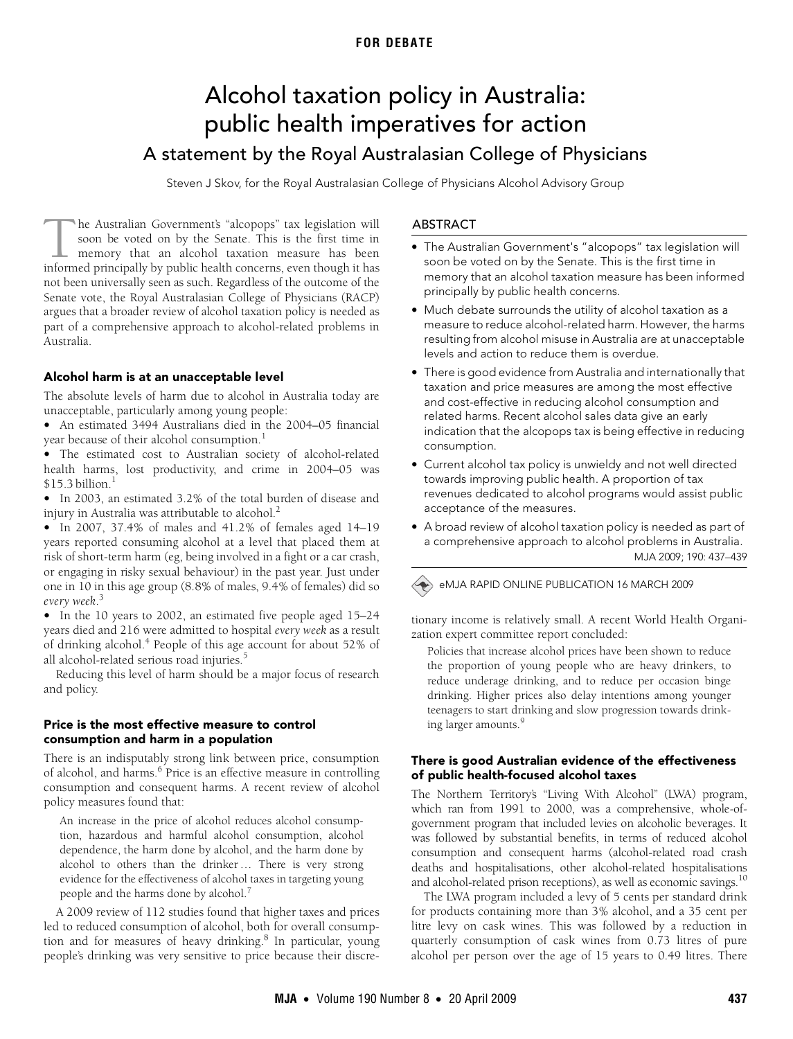FOR DEBATE

# Alcohol taxation policy in Australia: public health imperatives for action

## A statement by the Royal Australasian College of Physicians

Steven J Skov, for the Royal Australasian College of Physicians Alcohol Advisory Group

### ABSTRACT

- The Australian Government's "alcopops" tax legislation will soon be voted on by the Senate. This is the first time in memory that an alcohol taxation measure has been informed principally by public health concerns.
- Much debate surrounds the utility of alcohol taxation as a measure to reduce alcohol-related harm. However, the harms resulting from alcohol misuse in Australia are at unacceptable levels and action to reduce them is overdue.
- There is good evidence from Australia and internationally that taxation and price measures are among the most effective and cost-effective in reducing alcohol consumption and related harms. Recent alcohol sales data give an early indication that the alcopops tax is being effective in reducing consumption.
- Current alcohol tax policy is unwieldy and not well directed towards improving public health. A proportion of tax revenues dedicated to alcohol programs would assist public acceptance of the measures.
- A broad review of alcohol taxation policy is needed as part of a comprehensive approach to alcohol problems in Australia.

MJA 2009; 190: 437–439

eMJA RAPID ONLINE PUBLICATION 16 MARCH 2009

The Australian Government's "alcopops" tax legislation will soon be voted on by the Senate. This is the first time in memory that an alcohol taxation measure has been informed principally by public health concerns, even though it has not been universally seen as such. Regardless of the outcome of the Senate vote, the Royal Australasian College of Physicians (RACP) argues that a broader review of alcohol taxation policy is needed as part of a comprehensive approach to alcohol-related problems in Australia.

### Alcohol harm is at an unacceptable level

The absolute levels of harm due to alcohol in Australia today are unacceptable, particularly among young people:

- An estimated 3494 Australians died in the 2004–05 financial year because of their alcohol consumption.[1]
- The estimated cost to Australian society of alcohol-related health harms, lost productivity, and crime in 2004–05 was $15.3 billion.[1]
- In 2003, an estimated 3.2% of the total burden of disease and injury in Australia was attributable to alcohol.[2]
- In 2007, 37.4% of males and 41.2% of females aged 14–19 years reported consuming alcohol at a level that placed them at risk of short-term harm (eg, being involved in a fight or a car crash, or engaging in risky sexual behaviour) in the past year. Just under one in 10 in this age group (8.8% of males, 9.4% of females) did so *every week*.[3]
- In the 10 years to 2002, an estimated five people aged 15–24 years died and 216 were admitted to hospital *every week* as a result of drinking alcohol.[4] People of this age account for about 52% of all alcohol-related serious road injuries.[5]

Reducing this level of harm should be a major focus of research and policy.

### Price is the most effective measure to control consumption and harm in a population

There is an indisputably strong link between price, consumption of alcohol, and harms.[6] Price is an effective measure in controlling consumption and consequent harms. A recent review of alcohol policy measures found that:

> An increase in the price of alcohol reduces alcohol consumption, hazardous and harmful alcohol consumption, alcohol dependence, the harm done by alcohol, and the harm done by alcohol to others than the drinker … There is very strong evidence for the effectiveness of alcohol taxes in targeting young people and the harms done by alcohol.[7]

A 2009 review of 112 studies found that higher taxes and prices led to reduced consumption of alcohol, both for overall consumption and for measures of heavy drinking.[8] In particular, young people's drinking was very sensitive to price because their discretionary income is relatively small. A recent World Health Organization expert committee report concluded:

> Policies that increase alcohol prices have been shown to reduce the proportion of young people who are heavy drinkers, to reduce underage drinking, and to reduce per occasion binge drinking. Higher prices also delay intentions among younger teenagers to start drinking and slow progression towards drinking larger amounts.[9]

### There is good Australian evidence of the effectiveness of public health-focused alcohol taxes

The Northern Territory's "Living With Alcohol" (LWA) program, which ran from 1991 to 2000, was a comprehensive, whole-of-government program that included levies on alcoholic beverages. It was followed by substantial benefits, in terms of reduced alcohol consumption and consequent harms (alcohol-related road crash deaths and hospitalisations, other alcohol-related hospitalisations and alcohol-related prison receptions), as well as economic savings.[10]

The LWA program included a levy of 5 cents per standard drink for products containing more than 3% alcohol, and a 35 cent per litre levy on cask wines. This was followed by a reduction in quarterly consumption of cask wines from 0.73 litres of pure alcohol per person over the age of 15 years to 0.49 litres. There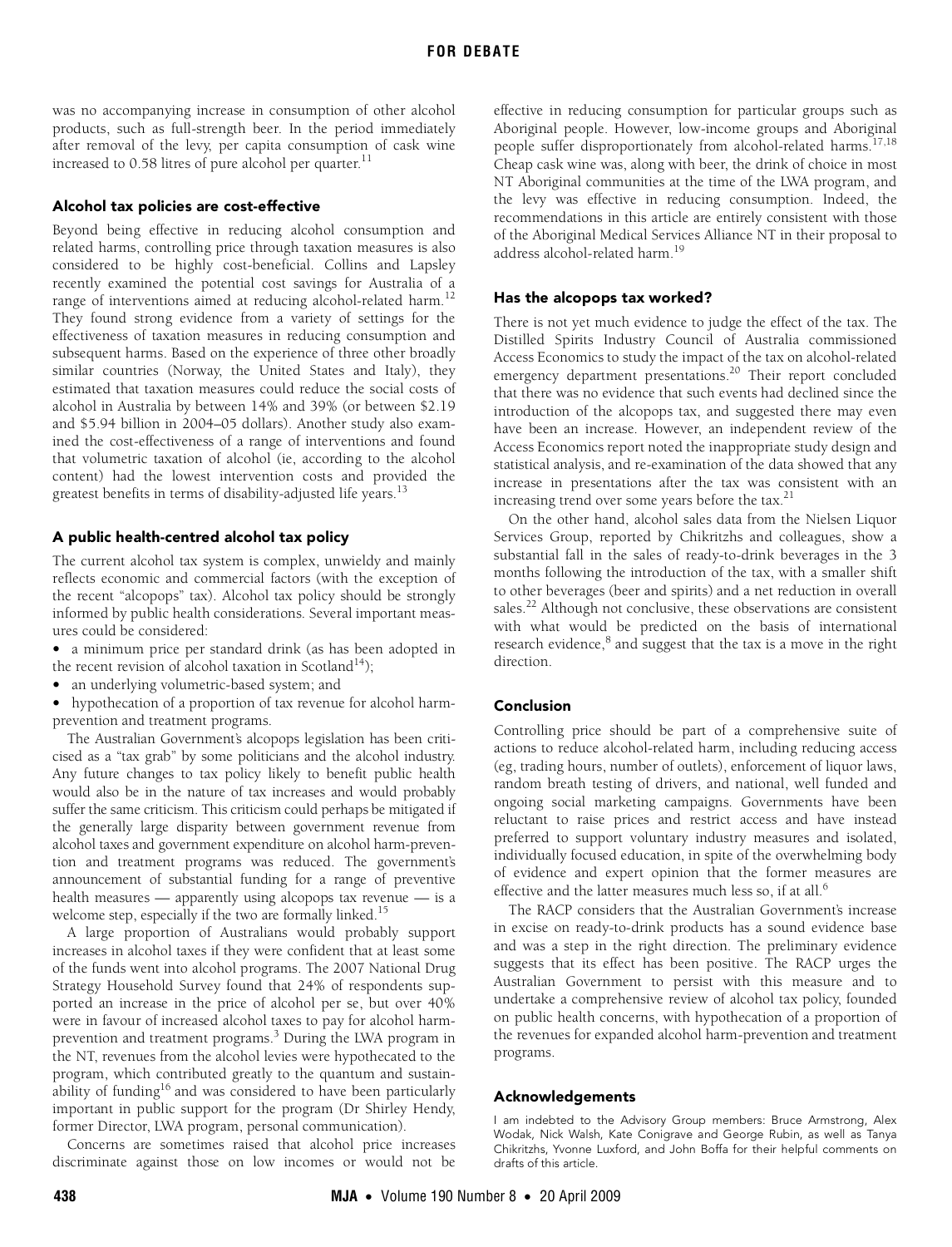was no accompanying increase in consumption of other alcohol products, such as full-strength beer. In the period immediately after removal of the levy, per capita consumption of cask wine increased to 0.58 litres of pure alcohol per quarter.[11]

### Alcohol tax policies are cost-effective

Beyond being effective in reducing alcohol consumption and related harms, controlling price through taxation measures is also considered to be highly cost-beneficial. Collins and Lapsley recently examined the potential cost savings for Australia of a range of interventions aimed at reducing alcohol-related harm.[12] They found strong evidence from a variety of settings for the effectiveness of taxation measures in reducing consumption and subsequent harms. Based on the experience of three other broadly similar countries (Norway, the United States and Italy), they estimated that taxation measures could reduce the social costs of alcohol in Australia by between 14% and 39% (or between $2.19 and $5.94 billion in 2004–05 dollars). Another study also examined the cost-effectiveness of a range of interventions and found that volumetric taxation of alcohol (ie, according to the alcohol content) had the lowest intervention costs and provided the greatest benefits in terms of disability-adjusted life years.[13]

### A public health-centred alcohol tax policy

The current alcohol tax system is complex, unwieldy and mainly reflects economic and commercial factors (with the exception of the recent "alcopops" tax). Alcohol tax policy should be strongly informed by public health considerations. Several important measures could be considered:

- a minimum price per standard drink (as has been adopted in the recent revision of alcohol taxation in Scotland[14]);
- an underlying volumetric-based system; and
- hypothecation of a proportion of tax revenue for alcohol harm-prevention and treatment programs.

The Australian Government's alcopops legislation has been criticised as a "tax grab" by some politicians and the alcohol industry. Any future changes to tax policy likely to benefit public health would also be in the nature of tax increases and would probably suffer the same criticism. This criticism could perhaps be mitigated if the generally large disparity between government revenue from alcohol taxes and government expenditure on alcohol harm-prevention and treatment programs was reduced. The government's announcement of substantial funding for a range of preventive health measures — apparently using alcopops tax revenue — is a welcome step, especially if the two are formally linked.[15]

A large proportion of Australians would probably support increases in alcohol taxes if they were confident that at least some of the funds went into alcohol programs. The 2007 National Drug Strategy Household Survey found that 24% of respondents supported an increase in the price of alcohol per se, but over 40% were in favour of increased alcohol taxes to pay for alcohol harm-prevention and treatment programs.[3] During the LWA program in the NT, revenues from the alcohol levies were hypothecated to the program, which contributed greatly to the quantum and sustainability of funding[16] and was considered to have been particularly important in public support for the program (Dr Shirley Hendy, former Director, LWA program, personal communication).

Concerns are sometimes raised that alcohol price increases discriminate against those on low incomes or would not be effective in reducing consumption for particular groups such as Aboriginal people. However, low-income groups and Aboriginal people suffer disproportionately from alcohol-related harms.[17,18] Cheap cask wine was, along with beer, the drink of choice in most NT Aboriginal communities at the time of the LWA program, and the levy was effective in reducing consumption. Indeed, the recommendations in this article are entirely consistent with those of the Aboriginal Medical Services Alliance NT in their proposal to address alcohol-related harm.[19]

### Has the alcopops tax worked?

There is not yet much evidence to judge the effect of the tax. The Distilled Spirits Industry Council of Australia commissioned Access Economics to study the impact of the tax on alcohol-related emergency department presentations.[20] Their report concluded that there was no evidence that such events had declined since the introduction of the alcopops tax, and suggested there may even have been an increase. However, an independent review of the Access Economics report noted the inappropriate study design and statistical analysis, and re-examination of the data showed that any increase in presentations after the tax was consistent with an increasing trend over some years before the tax.[21]

On the other hand, alcohol sales data from the Nielsen Liquor Services Group, reported by Chikritzhs and colleagues, show a substantial fall in the sales of ready-to-drink beverages in the 3 months following the introduction of the tax, with a smaller shift to other beverages (beer and spirits) and a net reduction in overall sales.[22] Although not conclusive, these observations are consistent with what would be predicted on the basis of international research evidence,[8] and suggest that the tax is a move in the right direction.

### Conclusion

Controlling price should be part of a comprehensive suite of actions to reduce alcohol-related harm, including reducing access (eg, trading hours, number of outlets), enforcement of liquor laws, random breath testing of drivers, and national, well funded and ongoing social marketing campaigns. Governments have been reluctant to raise prices and restrict access and have instead preferred to support voluntary industry measures and isolated, individually focused education, in spite of the overwhelming body of evidence and expert opinion that the former measures are effective and the latter measures much less so, if at all.[6]

The RACP considers that the Australian Government's increase in excise on ready-to-drink products has a sound evidence base and was a step in the right direction. The preliminary evidence suggests that its effect has been positive. The RACP urges the Australian Government to persist with this measure and to undertake a comprehensive review of alcohol tax policy, founded on public health concerns, with hypothecation of a proportion of the revenues for expanded alcohol harm-prevention and treatment programs.

### Acknowledgements

I am indebted to the Advisory Group members: Bruce Armstrong, Alex Wodak, Nick Walsh, Kate Conigrave and George Rubin, as well as Tanya Chikritzhs, Yvonne Luxford, and John Boffa for their helpful comments on drafts of this article.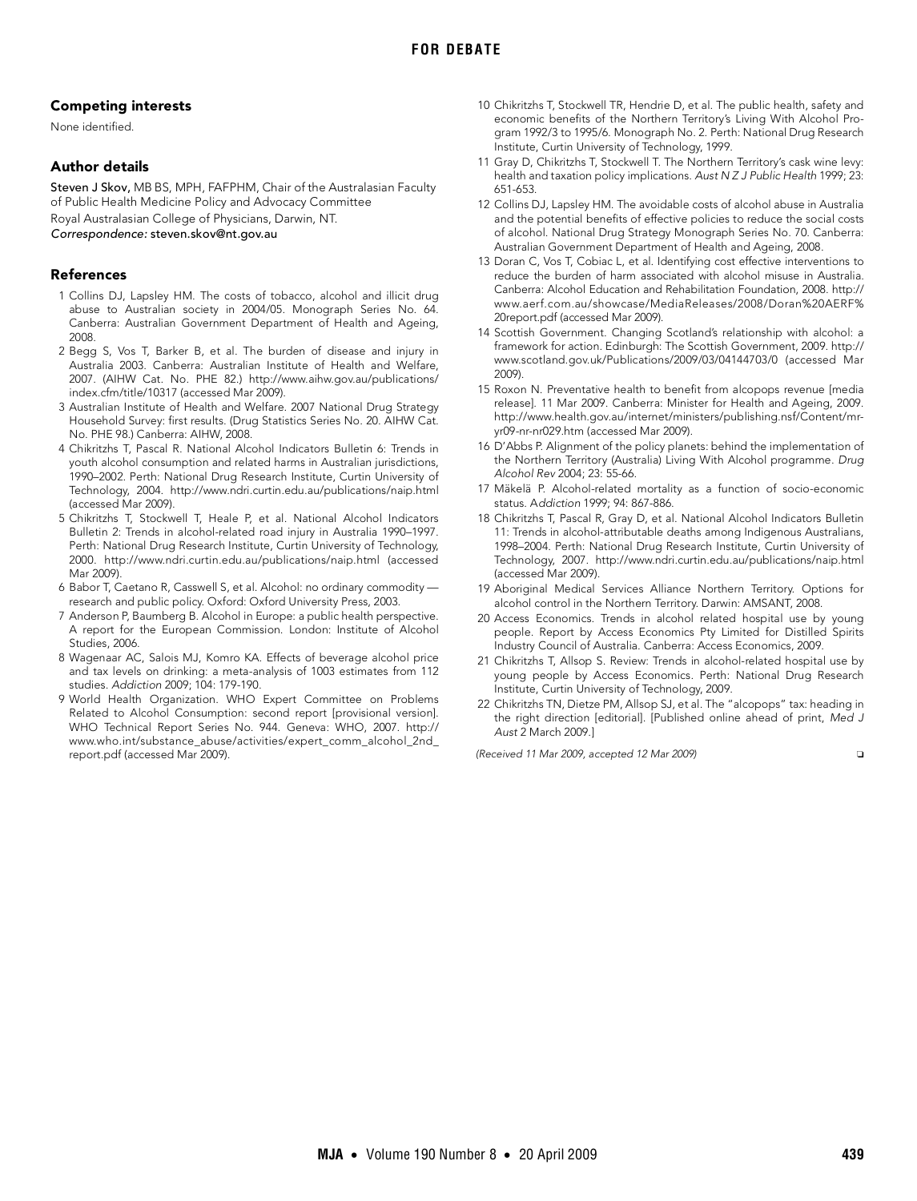### Competing interests

None identified.

### Author details

**Steven J Skov**, MB BS, MPH, FAFPHM, Chair of the Australasian Faculty of Public Health Medicine Policy and Advocacy Committee

Royal Australasian College of Physicians, Darwin, NT.

*Correspondence:* steven.skov@nt.gov.au

### References

1 Collins DJ, Lapsley HM. The costs of tobacco, alcohol and illicit drug abuse to Australian society in 2004/05. Monograph Series No. 64. Canberra: Australian Government Department of Health and Ageing, 2008.

2 Begg S, Vos T, Barker B, et al. The burden of disease and injury in Australia 2003. Canberra: Australian Institute of Health and Welfare, 2007. (AIHW Cat. No. PHE 82.) http://www.aihw.gov.au/publications/index.cfm/title/10317 (accessed Mar 2009).

3 Australian Institute of Health and Welfare. 2007 National Drug Strategy Household Survey: first results. (Drug Statistics Series No. 20. AIHW Cat. No. PHE 98.) Canberra: AIHW, 2008.

4 Chikritzhs T, Pascal R. National Alcohol Indicators Bulletin 6: Trends in youth alcohol consumption and related harms in Australian jurisdictions, 1990–2002. Perth: National Drug Research Institute, Curtin University of Technology, 2004. http://www.ndri.curtin.edu.au/publications/naip.html (accessed Mar 2009).

5 Chikritzhs T, Stockwell T, Heale P, et al. National Alcohol Indicators Bulletin 2: Trends in alcohol-related road injury in Australia 1990–1997. Perth: National Drug Research Institute, Curtin University of Technology, 2000. http://www.ndri.curtin.edu.au/publications/naip.html (accessed Mar 2009).

6 Babor T, Caetano R, Casswell S, et al. Alcohol: no ordinary commodity — research and public policy. Oxford: Oxford University Press, 2003.

7 Anderson P, Baumberg B. Alcohol in Europe: a public health perspective. A report for the European Commission. London: Institute of Alcohol Studies, 2006.

8 Wagenaar AC, Salois MJ, Komro KA. Effects of beverage alcohol price and tax levels on drinking: a meta-analysis of 1003 estimates from 112 studies. *Addiction* 2009; 104: 179-190.

9 World Health Organization. WHO Expert Committee on Problems Related to Alcohol Consumption: second report [provisional version]. WHO Technical Report Series No. 944. Geneva: WHO, 2007. http://www.who.int/substance_abuse/activities/expert_comm_alcohol_2nd_report.pdf (accessed Mar 2009).

10 Chikritzhs T, Stockwell TR, Hendrie D, et al. The public health, safety and economic benefits of the Northern Territory's Living With Alcohol Program 1992/3 to 1995/6. Monograph No. 2. Perth: National Drug Research Institute, Curtin University of Technology, 1999.

11 Gray D, Chikritzhs T, Stockwell T. The Northern Territory's cask wine levy: health and taxation policy implications. *Aust N Z J Public Health* 1999; 23: 651-653.

12 Collins DJ, Lapsley HM. The avoidable costs of alcohol abuse in Australia and the potential benefits of effective policies to reduce the social costs of alcohol. National Drug Strategy Monograph Series No. 70. Canberra: Australian Government Department of Health and Ageing, 2008.

13 Doran C, Vos T, Cobiac L, et al. Identifying cost effective interventions to reduce the burden of harm associated with alcohol misuse in Australia. Canberra: Alcohol Education and Rehabilitation Foundation, 2008. http://www.aerf.com.au/showcase/MediaReleases/2008/Doran%20AERF%20report.pdf (accessed Mar 2009).

14 Scottish Government. Changing Scotland's relationship with alcohol: a framework for action. Edinburgh: The Scottish Government, 2009. http://www.scotland.gov.uk/Publications/2009/03/04144703/0 (accessed Mar 2009).

15 Roxon N. Preventative health to benefit from alcopops revenue [media release]. 11 Mar 2009. Canberra: Minister for Health and Ageing, 2009. http://www.health.gov.au/internet/ministers/publishing.nsf/Content/mr-yr09-nr-nr029.htm (accessed Mar 2009).

16 D'Abbs P. Alignment of the policy planets: behind the implementation of the Northern Territory (Australia) Living With Alcohol programme. *Drug Alcohol Rev* 2004; 23: 55-66.

17 Mäkelä P. Alcohol-related mortality as a function of socio-economic status. *Addiction* 1999; 94: 867-886.

18 Chikritzhs T, Pascal R, Gray D, et al. National Alcohol Indicators Bulletin 11: Trends in alcohol-attributable deaths among Indigenous Australians, 1998–2004. Perth: National Drug Research Institute, Curtin University of Technology, 2007. http://www.ndri.curtin.edu.au/publications/naip.html (accessed Mar 2009).

19 Aboriginal Medical Services Alliance Northern Territory. Options for alcohol control in the Northern Territory. Darwin: AMSANT, 2008.

20 Access Economics. Trends in alcohol related hospital use by young people. Report by Access Economics Pty Limited for Distilled Spirits Industry Council of Australia. Canberra: Access Economics, 2009.

21 Chikritzhs T, Allsop S. Review: Trends in alcohol-related hospital use by young people by Access Economics. Perth: National Drug Research Institute, Curtin University of Technology, 2009.

22 Chikritzhs TN, Dietze PM, Allsop SJ, et al. The "alcopops" tax: heading in the right direction [editorial]. [Published online ahead of print, *Med J Aust* 2 March 2009.]

*(Received 11 Mar 2009, accepted 12 Mar 2009)*